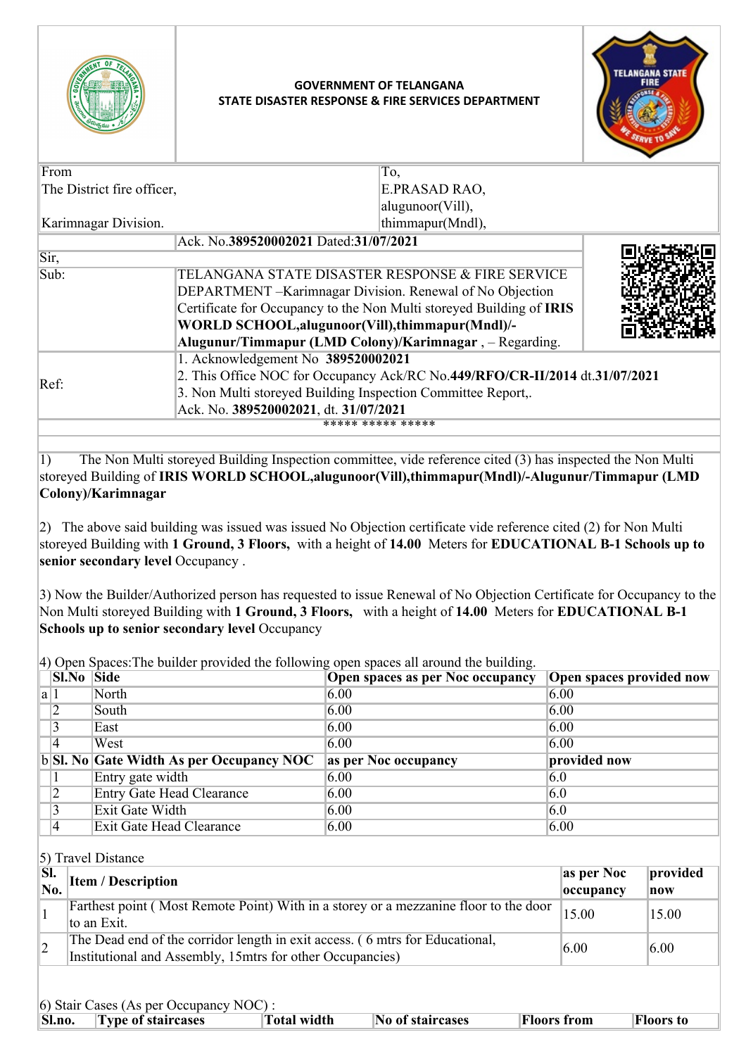**GOVERNMENT OF TELANGANA**
**STATE DISASTER RESPONSE & FIRE SERVICES DEPARTMENT**

| From | To, |
|---|---|
| The District fire officer, | E.PRASAD RAO, |
| | alugunoor(Vill), |
| Karimnagar Division. | thimmapur(Mndl), |

Ack. No.**389520002021** Dated:**31/07/2021**

Sir,

Sub: TELANGANA STATE DISASTER RESPONSE & FIRE SERVICE DEPARTMENT –Karimnagar Division. Renewal of No Objection Certificate for Occupancy to the Non Multi storeyed Building of **IRIS WORLD SCHOOL,alugunoor(Vill),thimmapur(Mndl)/-Alugunur/Timmapur (LMD Colony)/Karimnagar** , – Regarding.

Ref:
1. Acknowledgement No **389520002021**
2. This Office NOC for Occupancy Ack/RC No.**449/RFO/CR-II/2014** dt.**31/07/2021**
3. Non Multi storeyed Building Inspection Committee Report,. Ack. No. **389520002021**, dt. **31/07/2021**

***** ***** *****

1) The Non Multi storeyed Building Inspection committee, vide reference cited (3) has inspected the Non Multi storeyed Building of **IRIS WORLD SCHOOL,alugunoor(Vill),thimmapur(Mndl)/-Alugunur/Timmapur (LMD Colony)/Karimnagar**

2) The above said building was issued was issued No Objection certificate vide reference cited (2) for Non Multi storeyed Building with **1 Ground, 3 Floors,** with a height of **14.00** Meters for **EDUCATIONAL B-1 Schools up to senior secondary level** Occupancy .

3) Now the Builder/Authorized person has requested to issue Renewal of No Objection Certificate for Occupancy to the Non Multi storeyed Building with **1 Ground, 3 Floors,** with a height of **14.00** Meters for **EDUCATIONAL B-1 Schools up to senior secondary level** Occupancy

4) Open Spaces:The builder provided the following open spaces all around the building.

| | **Sl.No** | **Side** | **Open spaces as per Noc occupancy** | **Open spaces provided now** |
|---|---|---|---|---|
| a | 1 | North | 6.00 | 6.00 |
| | 2 | South | 6.00 | 6.00 |
| | 3 | East | 6.00 | 6.00 |
| | 4 | West | 6.00 | 6.00 |
| b | **Sl. No** | **Gate Width As per Occupancy NOC** | **as per Noc occupancy** | **provided now** |
| | 1 | Entry gate width | 6.00 | 6.0 |
| | 2 | Entry Gate Head Clearance | 6.00 | 6.0 |
| | 3 | Exit Gate Width | 6.00 | 6.0 |
| | 4 | Exit Gate Head Clearance | 6.00 | 6.00 |

5) Travel Distance

| **Sl. No.** | **Item / Description** | **as per Noc occupancy** | **provided now** |
|---|---|---|---|
| 1 | Farthest point ( Most Remote Point) With in a storey or a mezzanine floor to the door to an Exit. | 15.00 | 15.00 |
| 2 | The Dead end of the corridor length in exit access. ( 6 mtrs for Educational, Institutional and Assembly, 15mtrs for other Occupancies) | 6.00 | 6.00 |

6) Stair Cases (As per Occupancy NOC) :

| **Sl.no.** | **Type of staircases** | **Total width** | **No of staircases** | **Floors from** | **Floors to** |
|---|---|---|---|---|---|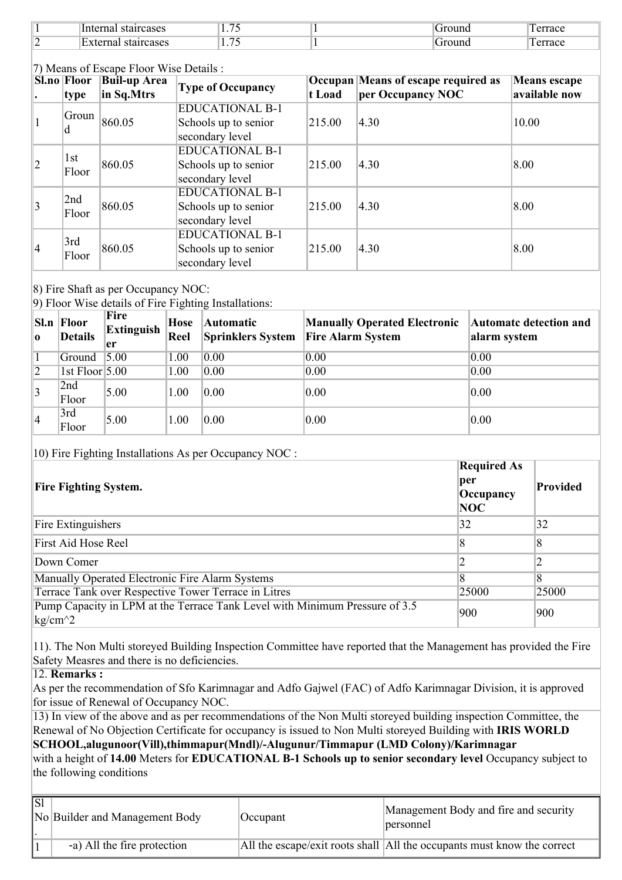| 1 | Internal staircases | 1.75 | 1 | Ground | Terrace |
|---|---|---|---|---|---|
| 2 | External staircases | 1.75 | 1 | Ground | Terrace |

7) Means of Escape Floor Wise Details :

| Sl.no. | Floor type | Buil-up Area in Sq.Mtrs | Type of Occupancy | Occupant Load | Means of escape required as per Occupancy NOC | Means escape available now |
|---|---|---|---|---|---|---|
| 1 | Ground | 860.05 | EDUCATIONAL B-1 Schools up to senior secondary level | 215.00 | 4.30 | 10.00 |
| 2 | 1st Floor | 860.05 | EDUCATIONAL B-1 Schools up to senior secondary level | 215.00 | 4.30 | 8.00 |
| 3 | 2nd Floor | 860.05 | EDUCATIONAL B-1 Schools up to senior secondary level | 215.00 | 4.30 | 8.00 |
| 4 | 3rd Floor | 860.05 | EDUCATIONAL B-1 Schools up to senior secondary level | 215.00 | 4.30 | 8.00 |

8) Fire Shaft as per Occupancy NOC:

9) Floor Wise details of Fire Fighting Installations:

| Sl.no | Floor Details | Fire Extinguisher | Hose Reel | Automatic Sprinklers System | Manually Operated Electronic Fire Alarm System | Automatc detection and alarm system |
|---|---|---|---|---|---|---|
| 1 | Ground | 5.00 | 1.00 | 0.00 | 0.00 | 0.00 |
| 2 | 1st Floor | 5.00 | 1.00 | 0.00 | 0.00 | 0.00 |
| 3 | 2nd Floor | 5.00 | 1.00 | 0.00 | 0.00 | 0.00 |
| 4 | 3rd Floor | 5.00 | 1.00 | 0.00 | 0.00 | 0.00 |

10) Fire Fighting Installations As per Occupancy NOC :

| Fire Fighting System. | Required As per Occupancy NOC | Provided |
|---|---|---|
| Fire Extinguishers | 32 | 32 |
| First Aid Hose Reel | 8 | 8 |
| Down Comer | 2 | 2 |
| Manually Operated Electronic Fire Alarm Systems | 8 | 8 |
| Terrace Tank over Respective Tower Terrace in Litres | 25000 | 25000 |
| Pump Capacity in LPM at the Terrace Tank Level with Minimum Pressure of 3.5 kg/cm^2 | 900 | 900 |

11). The Non Multi storeyed Building Inspection Committee have reported that the Management has provided the Fire Safety Measres and there is no deficiencies.

12. **Remarks :**

As per the recommendation of Sfo Karimnagar and Adfo Gajwel (FAC) of Adfo Karimnagar Division, it is approved for issue of Renewal of Occupancy NOC.

13) In view of the above and as per recommendations of the Non Multi storeyed building inspection Committee, the Renewal of No Objection Certificate for occupancy is issued to Non Multi storeyed Building with **IRIS WORLD SCHOOL,alugunoor(Vill),thimmapur(Mndl)/-Alugunur/Timmapur (LMD Colony)/Karimnagar** with a height of **14.00** Meters for **EDUCATIONAL B-1 Schools up to senior secondary level** Occupancy subject to the following conditions

| Sl No. | Builder and Management Body | Occupant | Management Body and fire and security personnel |
|---|---|---|---|
| 1 | -a) All the fire protection | All the escape/exit roots shall | All the occupants must know the correct |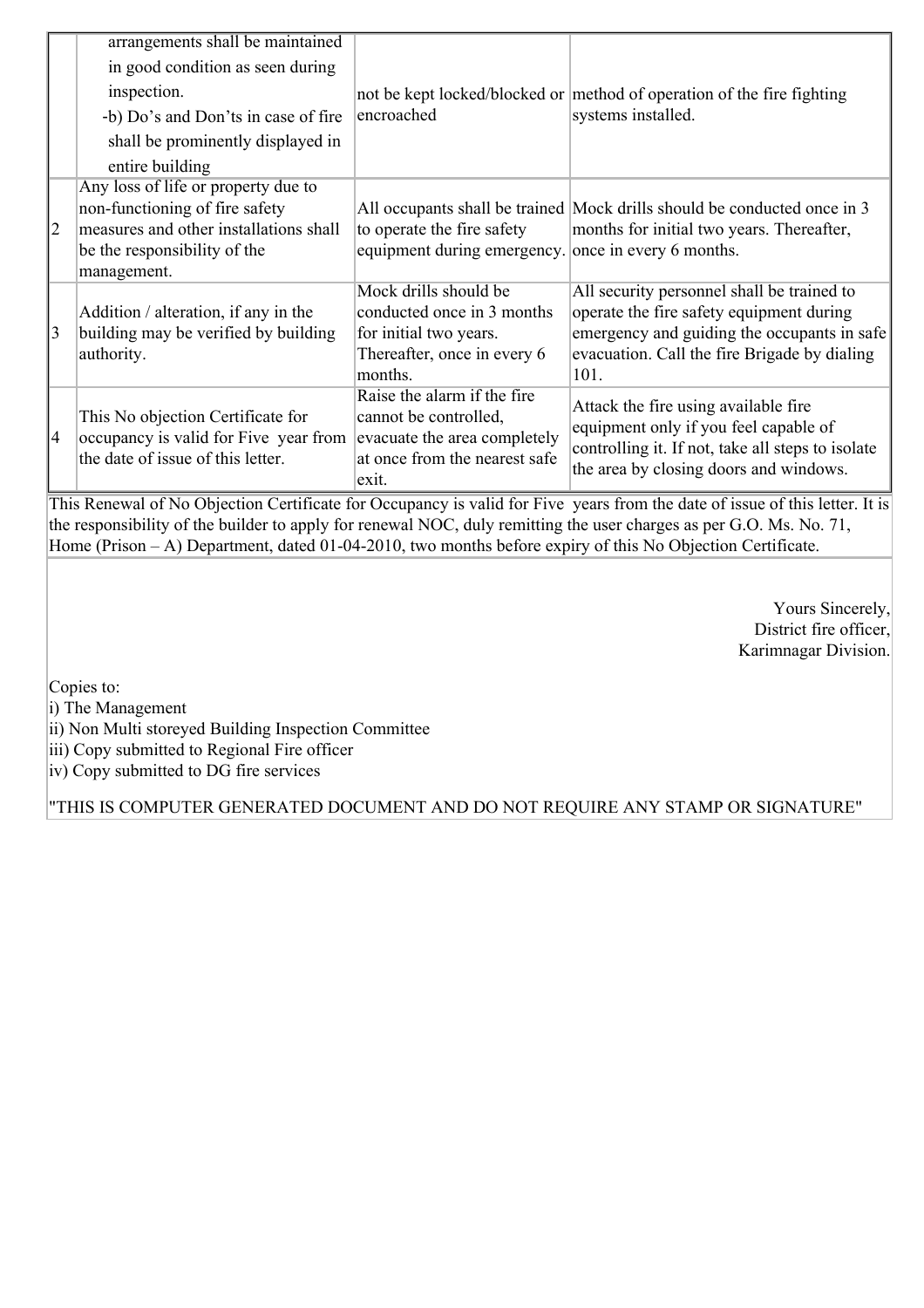| | | | |
|---|---|---|---|
| | arrangements shall be maintained in good condition as seen during inspection. -b) Do's and Don'ts in case of fire shall be prominently displayed in entire building | not be kept locked/blocked or encroached | method of operation of the fire fighting systems installed. |
| 2 | Any loss of life or property due to non-functioning of fire safety measures and other installations shall be the responsibility of the management. | All occupants shall be trained to operate the fire safety equipment during emergency. | Mock drills should be conducted once in 3 months for initial two years. Thereafter, once in every 6 months. |
| 3 | Addition / alteration, if any in the building may be verified by building authority. | Mock drills should be conducted once in 3 months for initial two years. Thereafter, once in every 6 months. | All security personnel shall be trained to operate the fire safety equipment during emergency and guiding the occupants in safe evacuation. Call the fire Brigade by dialing 101. |
| 4 | This No objection Certificate for occupancy is valid for Five year from the date of issue of this letter. | Raise the alarm if the fire cannot be controlled, evacuate the area completely at once from the nearest safe exit. | Attack the fire using available fire equipment only if you feel capable of controlling it. If not, take all steps to isolate the area by closing doors and windows. |

This Renewal of No Objection Certificate for Occupancy is valid for Five years from the date of issue of this letter. It is the responsibility of the builder to apply for renewal NOC, duly remitting the user charges as per G.O. Ms. No. 71, Home (Prison – A) Department, dated 01-04-2010, two months before expiry of this No Objection Certificate.

Yours Sincerely,
District fire officer,
Karimnagar Division.

Copies to:
i) The Management
ii) Non Multi storeyed Building Inspection Committee
iii) Copy submitted to Regional Fire officer
iv) Copy submitted to DG fire services

"THIS IS COMPUTER GENERATED DOCUMENT AND DO NOT REQUIRE ANY STAMP OR SIGNATURE"